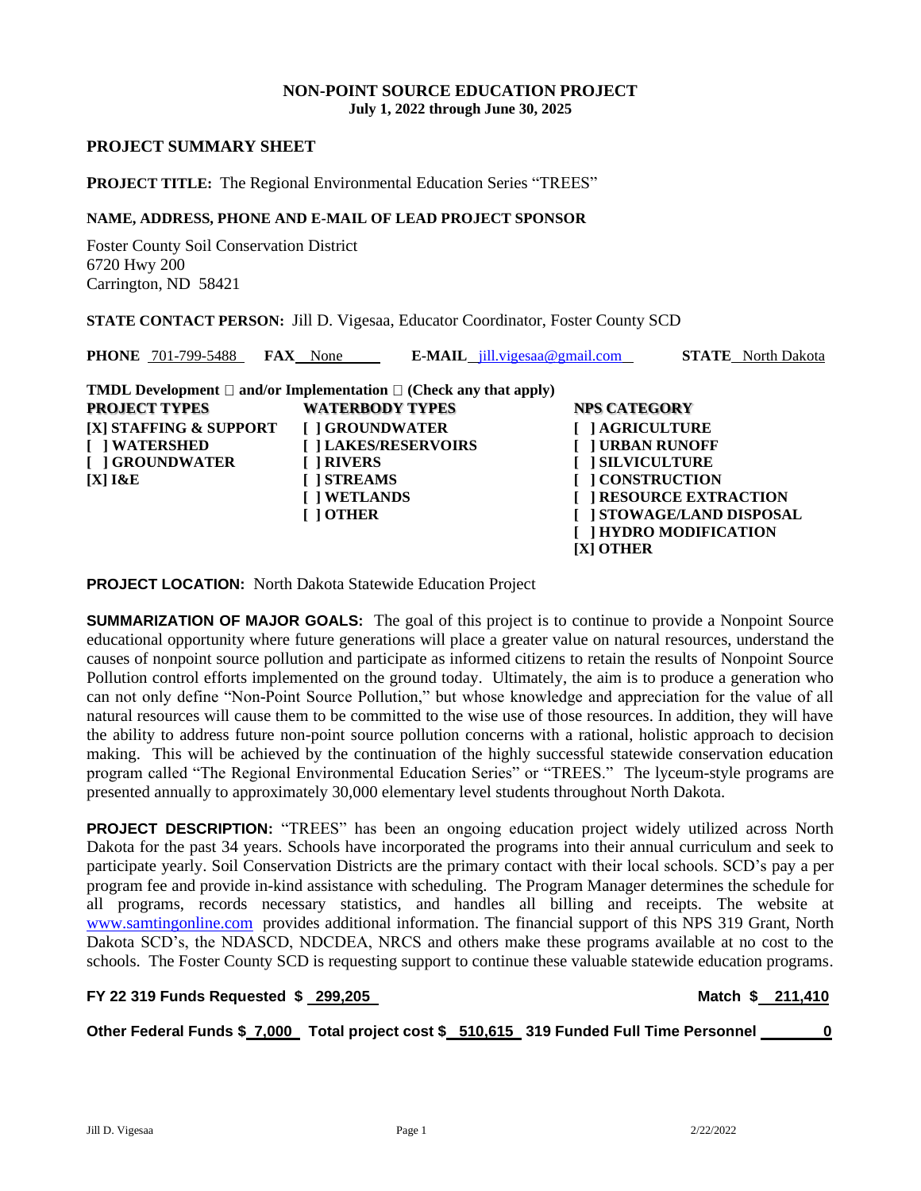# NON-POINT SOURCE EDUCATION PROJECT

**July 1, 2022 through June 30, 2025**

## PROJECT SUMMARY SHEET

**PROJECT TITLE:** The Regional Environmental Education Series "TREES"

**NAME, ADDRESS, PHONE AND E-MAIL OF LEAD PROJECT SPONSOR**

Foster County Soil Conservation District
6720 Hwy 200
Carrington, ND 58421

**STATE CONTACT PERSON:** Jill D. Vigesaa, Educator Coordinator, Foster County SCD

**PHONE** 701-799-5488 **FAX** None **E-MAIL** jill.vigesaa@gmail.com **STATE** North Dakota

**TMDL Development** ☐ **and/or Implementation** ☐ **(Check any that apply)**

| PROJECT TYPES | WATERBODY TYPES | NPS CATEGORY |
|---|---|---|
| [X] STAFFING & SUPPORT | [ ] GROUNDWATER | [ ] AGRICULTURE |
| [ ] WATERSHED | [ ] LAKES/RESERVOIRS | [ ] URBAN RUNOFF |
| [ ] GROUNDWATER | [ ] RIVERS | [ ] SILVICULTURE |
| [X] I&E | [ ] STREAMS | [ ] CONSTRUCTION |
| | [ ] WETLANDS | [ ] RESOURCE EXTRACTION |
| | [ ] OTHER | [ ] STOWAGE/LAND DISPOSAL |
| | | [ ] HYDRO MODIFICATION |
| | | [X] OTHER |

**PROJECT LOCATION:** North Dakota Statewide Education Project

**SUMMARIZATION OF MAJOR GOALS:** The goal of this project is to continue to provide a Nonpoint Source educational opportunity where future generations will place a greater value on natural resources, understand the causes of nonpoint source pollution and participate as informed citizens to retain the results of Nonpoint Source Pollution control efforts implemented on the ground today. Ultimately, the aim is to produce a generation who can not only define "Non-Point Source Pollution," but whose knowledge and appreciation for the value of all natural resources will cause them to be committed to the wise use of those resources. In addition, they will have the ability to address future non-point source pollution concerns with a rational, holistic approach to decision making. This will be achieved by the continuation of the highly successful statewide conservation education program called "The Regional Environmental Education Series" or "TREES." The lyceum-style programs are presented annually to approximately 30,000 elementary level students throughout North Dakota.

**PROJECT DESCRIPTION:** "TREES" has been an ongoing education project widely utilized across North Dakota for the past 34 years. Schools have incorporated the programs into their annual curriculum and seek to participate yearly. Soil Conservation Districts are the primary contact with their local schools. SCD's pay a per program fee and provide in-kind assistance with scheduling. The Program Manager determines the schedule for all programs, records necessary statistics, and handles all billing and receipts. The website at www.samtingonline.com provides additional information. The financial support of this NPS 319 Grant, North Dakota SCD's, the NDASCD, NDCDEA, NRCS and others make these programs available at no cost to the schools. The Foster County SCD is requesting support to continue these valuable statewide education programs.

**FY 22 319 Funds Requested $ 299,205** **Match $ 211,410**

**Other Federal Funds $ 7,000 Total project cost $ 510,615 319 Funded Full Time Personnel 0**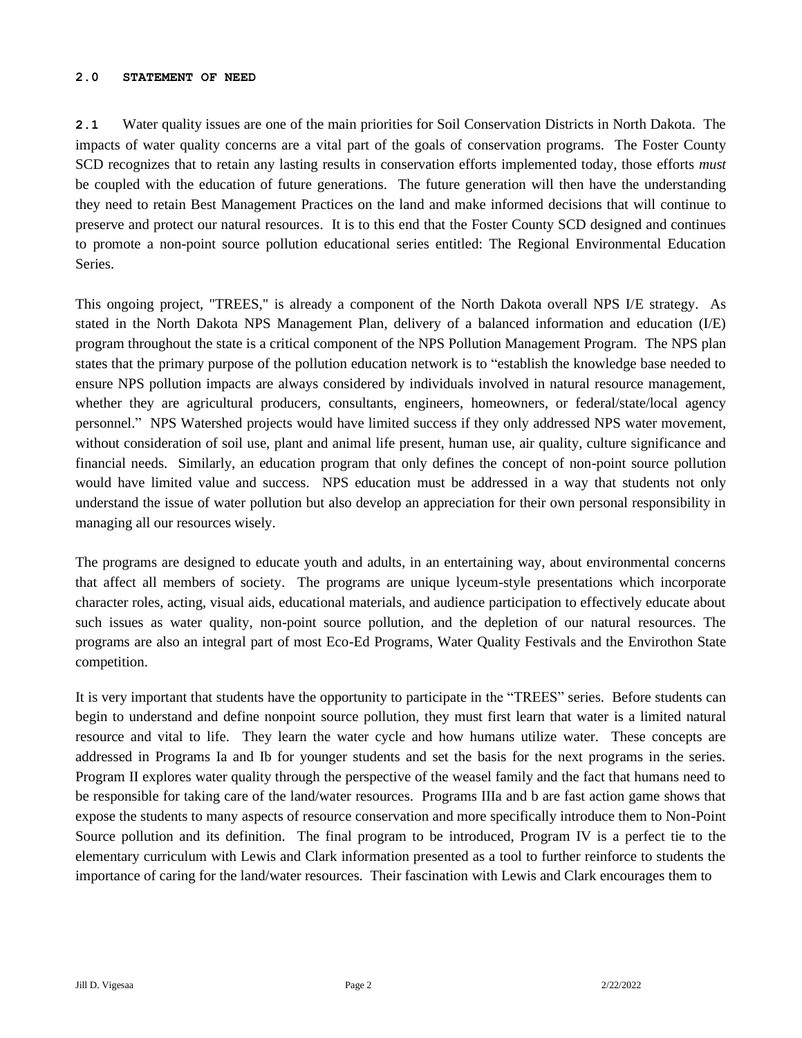## 2.0 STATEMENT OF NEED

**2.1** Water quality issues are one of the main priorities for Soil Conservation Districts in North Dakota. The impacts of water quality concerns are a vital part of the goals of conservation programs. The Foster County SCD recognizes that to retain any lasting results in conservation efforts implemented today, those efforts *must* be coupled with the education of future generations. The future generation will then have the understanding they need to retain Best Management Practices on the land and make informed decisions that will continue to preserve and protect our natural resources. It is to this end that the Foster County SCD designed and continues to promote a non-point source pollution educational series entitled: The Regional Environmental Education Series.

This ongoing project, "TREES," is already a component of the North Dakota overall NPS I/E strategy. As stated in the North Dakota NPS Management Plan, delivery of a balanced information and education (I/E) program throughout the state is a critical component of the NPS Pollution Management Program. The NPS plan states that the primary purpose of the pollution education network is to "establish the knowledge base needed to ensure NPS pollution impacts are always considered by individuals involved in natural resource management, whether they are agricultural producers, consultants, engineers, homeowners, or federal/state/local agency personnel." NPS Watershed projects would have limited success if they only addressed NPS water movement, without consideration of soil use, plant and animal life present, human use, air quality, culture significance and financial needs. Similarly, an education program that only defines the concept of non-point source pollution would have limited value and success. NPS education must be addressed in a way that students not only understand the issue of water pollution but also develop an appreciation for their own personal responsibility in managing all our resources wisely.

The programs are designed to educate youth and adults, in an entertaining way, about environmental concerns that affect all members of society. The programs are unique lyceum-style presentations which incorporate character roles, acting, visual aids, educational materials, and audience participation to effectively educate about such issues as water quality, non-point source pollution, and the depletion of our natural resources. The programs are also an integral part of most Eco-Ed Programs, Water Quality Festivals and the Envirothon State competition.

It is very important that students have the opportunity to participate in the "TREES" series. Before students can begin to understand and define nonpoint source pollution, they must first learn that water is a limited natural resource and vital to life. They learn the water cycle and how humans utilize water. These concepts are addressed in Programs Ia and Ib for younger students and set the basis for the next programs in the series. Program II explores water quality through the perspective of the weasel family and the fact that humans need to be responsible for taking care of the land/water resources. Programs IIIa and b are fast action game shows that expose the students to many aspects of resource conservation and more specifically introduce them to Non-Point Source pollution and its definition. The final program to be introduced, Program IV is a perfect tie to the elementary curriculum with Lewis and Clark information presented as a tool to further reinforce to students the importance of caring for the land/water resources. Their fascination with Lewis and Clark encourages them to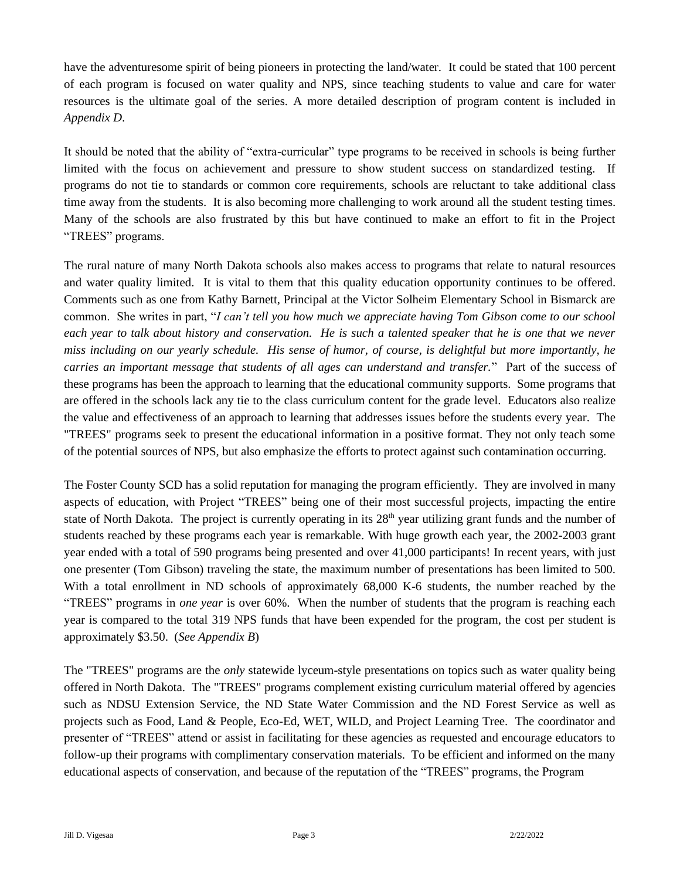have the adventuresome spirit of being pioneers in protecting the land/water. It could be stated that 100 percent of each program is focused on water quality and NPS, since teaching students to value and care for water resources is the ultimate goal of the series. A more detailed description of program content is included in *Appendix D*.

It should be noted that the ability of "extra-curricular" type programs to be received in schools is being further limited with the focus on achievement and pressure to show student success on standardized testing. If programs do not tie to standards or common core requirements, schools are reluctant to take additional class time away from the students. It is also becoming more challenging to work around all the student testing times. Many of the schools are also frustrated by this but have continued to make an effort to fit in the Project "TREES" programs.

The rural nature of many North Dakota schools also makes access to programs that relate to natural resources and water quality limited. It is vital to them that this quality education opportunity continues to be offered. Comments such as one from Kathy Barnett, Principal at the Victor Solheim Elementary School in Bismarck are common. She writes in part, "*I can't tell you how much we appreciate having Tom Gibson come to our school each year to talk about history and conservation. He is such a talented speaker that he is one that we never miss including on our yearly schedule. His sense of humor, of course, is delightful but more importantly, he carries an important message that students of all ages can understand and transfer.*" Part of the success of these programs has been the approach to learning that the educational community supports. Some programs that are offered in the schools lack any tie to the class curriculum content for the grade level. Educators also realize the value and effectiveness of an approach to learning that addresses issues before the students every year. The "TREES" programs seek to present the educational information in a positive format. They not only teach some of the potential sources of NPS, but also emphasize the efforts to protect against such contamination occurring.

The Foster County SCD has a solid reputation for managing the program efficiently. They are involved in many aspects of education, with Project "TREES" being one of their most successful projects, impacting the entire state of North Dakota. The project is currently operating in its 28th year utilizing grant funds and the number of students reached by these programs each year is remarkable. With huge growth each year, the 2002-2003 grant year ended with a total of 590 programs being presented and over 41,000 participants! In recent years, with just one presenter (Tom Gibson) traveling the state, the maximum number of presentations has been limited to 500. With a total enrollment in ND schools of approximately 68,000 K-6 students, the number reached by the "TREES" programs in *one year* is over 60%. When the number of students that the program is reaching each year is compared to the total 319 NPS funds that have been expended for the program, the cost per student is approximately $3.50. (*See Appendix B*)

The "TREES" programs are the *only* statewide lyceum-style presentations on topics such as water quality being offered in North Dakota. The "TREES" programs complement existing curriculum material offered by agencies such as NDSU Extension Service, the ND State Water Commission and the ND Forest Service as well as projects such as Food, Land & People, Eco-Ed, WET, WILD, and Project Learning Tree. The coordinator and presenter of "TREES" attend or assist in facilitating for these agencies as requested and encourage educators to follow-up their programs with complimentary conservation materials. To be efficient and informed on the many educational aspects of conservation, and because of the reputation of the "TREES" programs, the Program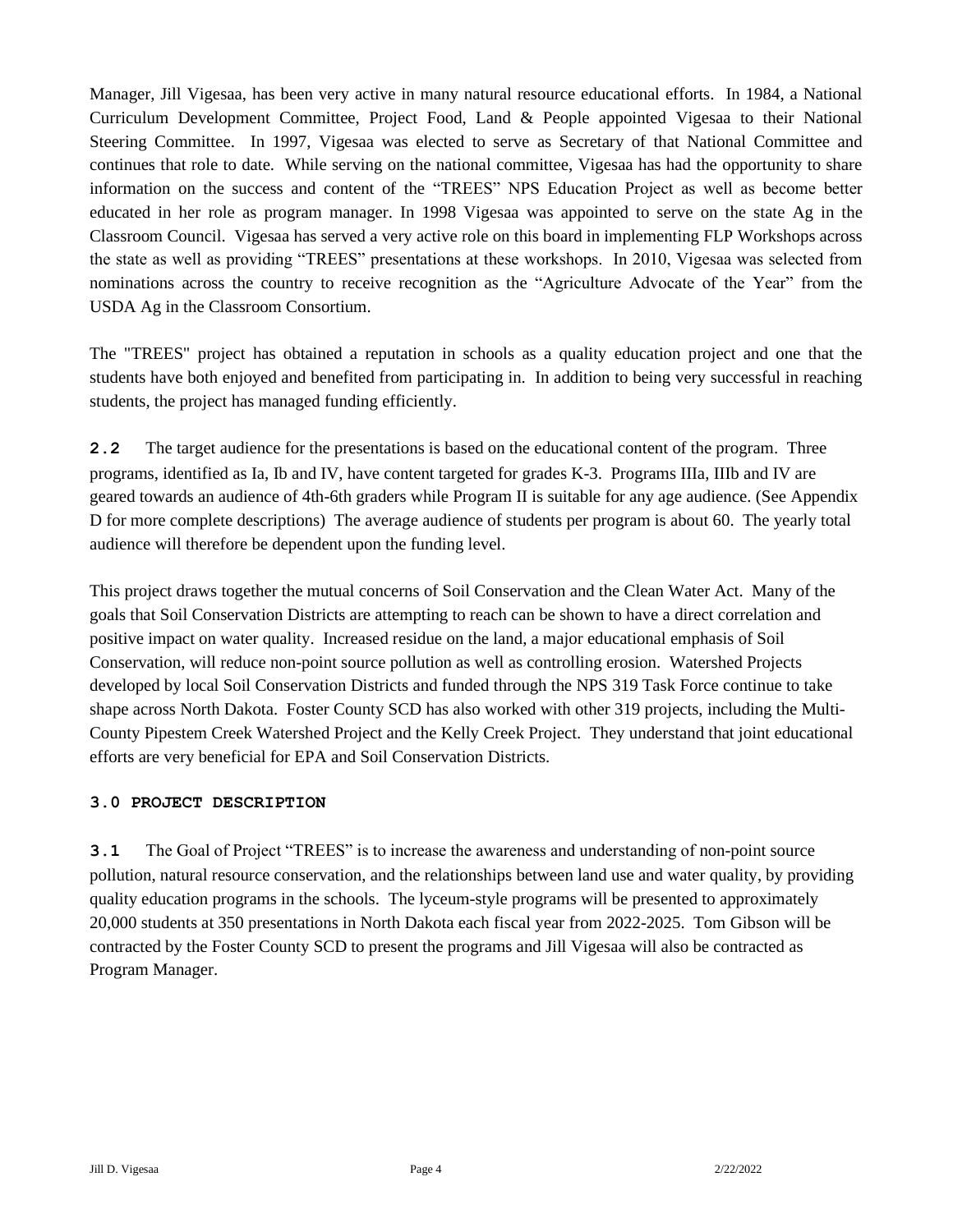Manager, Jill Vigesaa, has been very active in many natural resource educational efforts. In 1984, a National Curriculum Development Committee, Project Food, Land & People appointed Vigesaa to their National Steering Committee. In 1997, Vigesaa was elected to serve as Secretary of that National Committee and continues that role to date. While serving on the national committee, Vigesaa has had the opportunity to share information on the success and content of the "TREES" NPS Education Project as well as become better educated in her role as program manager. In 1998 Vigesaa was appointed to serve on the state Ag in the Classroom Council. Vigesaa has served a very active role on this board in implementing FLP Workshops across the state as well as providing "TREES" presentations at these workshops. In 2010, Vigesaa was selected from nominations across the country to receive recognition as the "Agriculture Advocate of the Year" from the USDA Ag in the Classroom Consortium.

The "TREES" project has obtained a reputation in schools as a quality education project and one that the students have both enjoyed and benefited from participating in. In addition to being very successful in reaching students, the project has managed funding efficiently.

**2.2** The target audience for the presentations is based on the educational content of the program. Three programs, identified as Ia, Ib and IV, have content targeted for grades K-3. Programs IIIa, IIIb and IV are geared towards an audience of 4th-6th graders while Program II is suitable for any age audience. (See Appendix D for more complete descriptions) The average audience of students per program is about 60. The yearly total audience will therefore be dependent upon the funding level.

This project draws together the mutual concerns of Soil Conservation and the Clean Water Act. Many of the goals that Soil Conservation Districts are attempting to reach can be shown to have a direct correlation and positive impact on water quality. Increased residue on the land, a major educational emphasis of Soil Conservation, will reduce non-point source pollution as well as controlling erosion. Watershed Projects developed by local Soil Conservation Districts and funded through the NPS 319 Task Force continue to take shape across North Dakota. Foster County SCD has also worked with other 319 projects, including the Multi-County Pipestem Creek Watershed Project and the Kelly Creek Project. They understand that joint educational efforts are very beneficial for EPA and Soil Conservation Districts.

## 3.0 PROJECT DESCRIPTION

**3.1** The Goal of Project "TREES" is to increase the awareness and understanding of non-point source pollution, natural resource conservation, and the relationships between land use and water quality, by providing quality education programs in the schools. The lyceum-style programs will be presented to approximately 20,000 students at 350 presentations in North Dakota each fiscal year from 2022-2025. Tom Gibson will be contracted by the Foster County SCD to present the programs and Jill Vigesaa will also be contracted as Program Manager.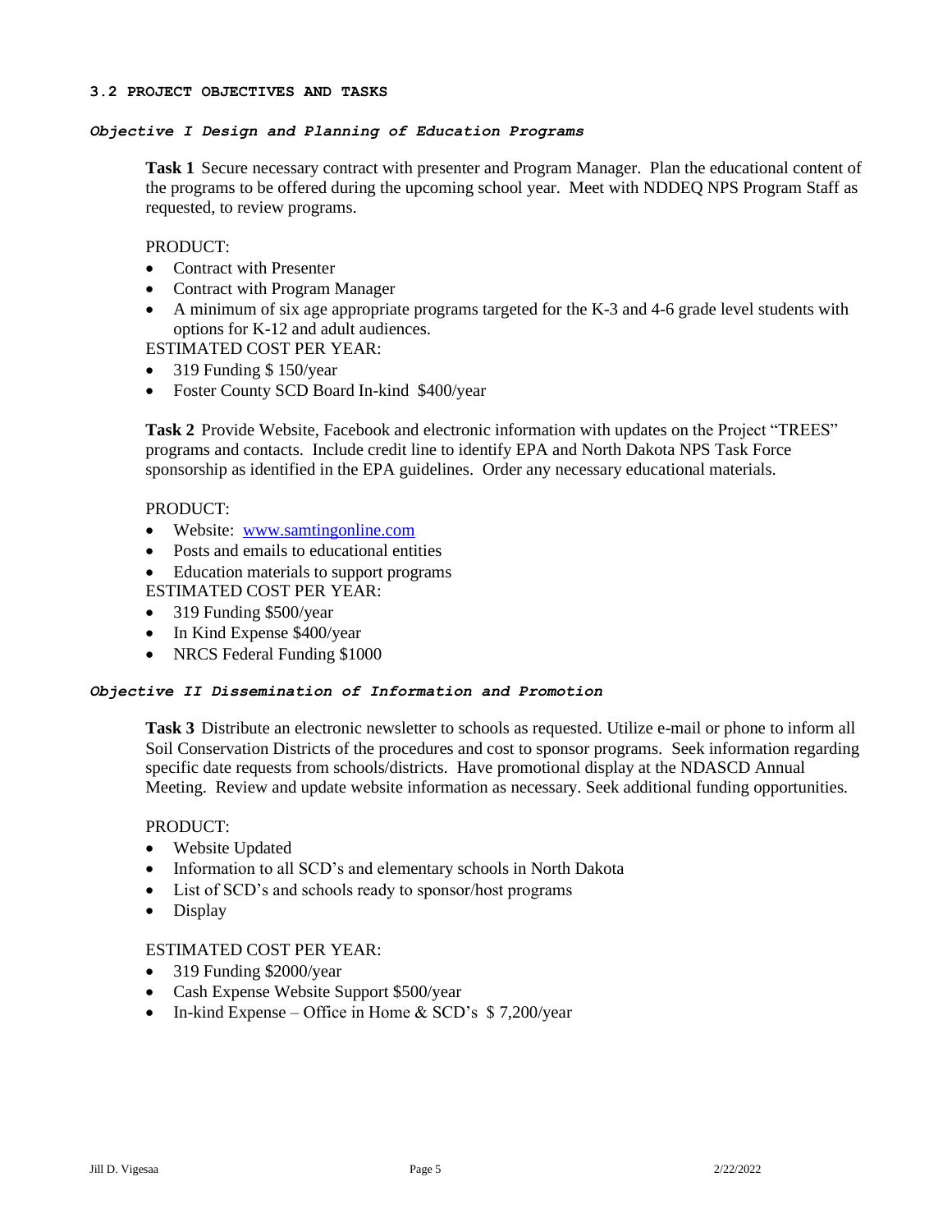### 3.2 PROJECT OBJECTIVES AND TASKS

***Objective I Design and Planning of Education Programs***

**Task 1** Secure necessary contract with presenter and Program Manager. Plan the educational content of the programs to be offered during the upcoming school year. Meet with NDDEQ NPS Program Staff as requested, to review programs.

PRODUCT:

- Contract with Presenter
- Contract with Program Manager
- A minimum of six age appropriate programs targeted for the K-3 and 4-6 grade level students with options for K-12 and adult audiences.

ESTIMATED COST PER YEAR:

- 319 Funding $ 150/year
- Foster County SCD Board In-kind $400/year

**Task 2** Provide Website, Facebook and electronic information with updates on the Project "TREES" programs and contacts. Include credit line to identify EPA and North Dakota NPS Task Force sponsorship as identified in the EPA guidelines. Order any necessary educational materials.

PRODUCT:

- Website: [www.samtingonline.com](http://www.samtingonline.com)
- Posts and emails to educational entities
- Education materials to support programs

ESTIMATED COST PER YEAR:

- 319 Funding $500/year
- In Kind Expense $400/year
- NRCS Federal Funding $1000

***Objective II Dissemination of Information and Promotion***

**Task 3** Distribute an electronic newsletter to schools as requested. Utilize e-mail or phone to inform all Soil Conservation Districts of the procedures and cost to sponsor programs. Seek information regarding specific date requests from schools/districts. Have promotional display at the NDASCD Annual Meeting. Review and update website information as necessary. Seek additional funding opportunities.

PRODUCT:

- Website Updated
- Information to all SCD's and elementary schools in North Dakota
- List of SCD's and schools ready to sponsor/host programs
- Display

ESTIMATED COST PER YEAR:

- 319 Funding $2000/year
- Cash Expense Website Support $500/year
- In-kind Expense – Office in Home & SCD's $ 7,200/year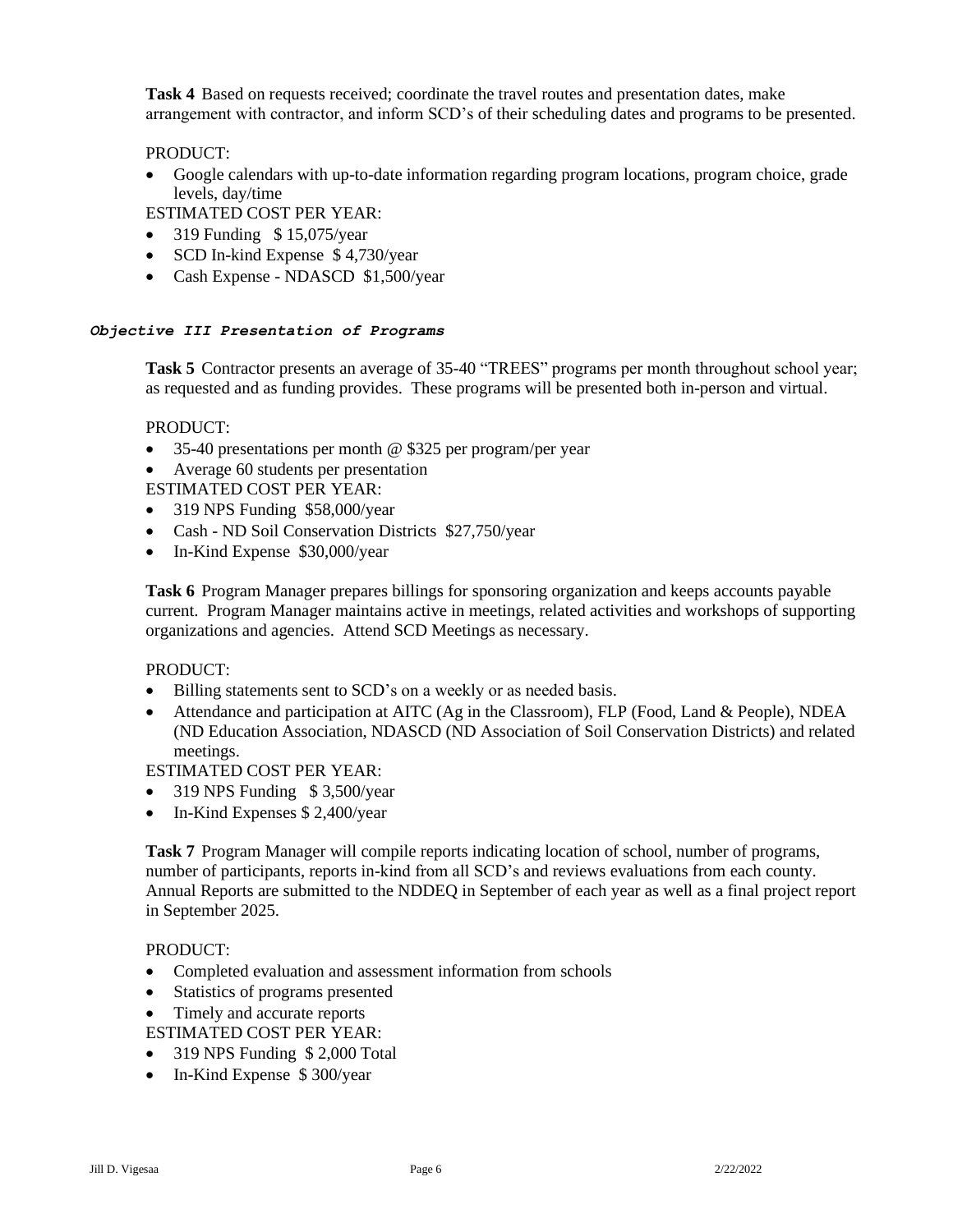**Task 4** Based on requests received; coordinate the travel routes and presentation dates, make arrangement with contractor, and inform SCD's of their scheduling dates and programs to be presented.

PRODUCT:

- Google calendars with up-to-date information regarding program locations, program choice, grade levels, day/time

ESTIMATED COST PER YEAR:

- 319 Funding $ 15,075/year
- SCD In-kind Expense $ 4,730/year
- Cash Expense - NDASCD $1,500/year

***Objective III Presentation of Programs***

**Task 5** Contractor presents an average of 35-40 "TREES" programs per month throughout school year; as requested and as funding provides. These programs will be presented both in-person and virtual.

PRODUCT:

- 35-40 presentations per month @ $325 per program/per year
- Average 60 students per presentation

ESTIMATED COST PER YEAR:

- 319 NPS Funding $58,000/year
- Cash - ND Soil Conservation Districts $27,750/year
- In-Kind Expense $30,000/year

**Task 6** Program Manager prepares billings for sponsoring organization and keeps accounts payable current. Program Manager maintains active in meetings, related activities and workshops of supporting organizations and agencies. Attend SCD Meetings as necessary.

PRODUCT:

- Billing statements sent to SCD's on a weekly or as needed basis.
- Attendance and participation at AITC (Ag in the Classroom), FLP (Food, Land & People), NDEA (ND Education Association, NDASCD (ND Association of Soil Conservation Districts) and related meetings.

ESTIMATED COST PER YEAR:

- 319 NPS Funding $ 3,500/year
- In-Kind Expenses $ 2,400/year

**Task 7** Program Manager will compile reports indicating location of school, number of programs, number of participants, reports in-kind from all SCD's and reviews evaluations from each county. Annual Reports are submitted to the NDDEQ in September of each year as well as a final project report in September 2025.

PRODUCT:

- Completed evaluation and assessment information from schools
- Statistics of programs presented
- Timely and accurate reports

ESTIMATED COST PER YEAR:

- 319 NPS Funding $ 2,000 Total
- In-Kind Expense $ 300/year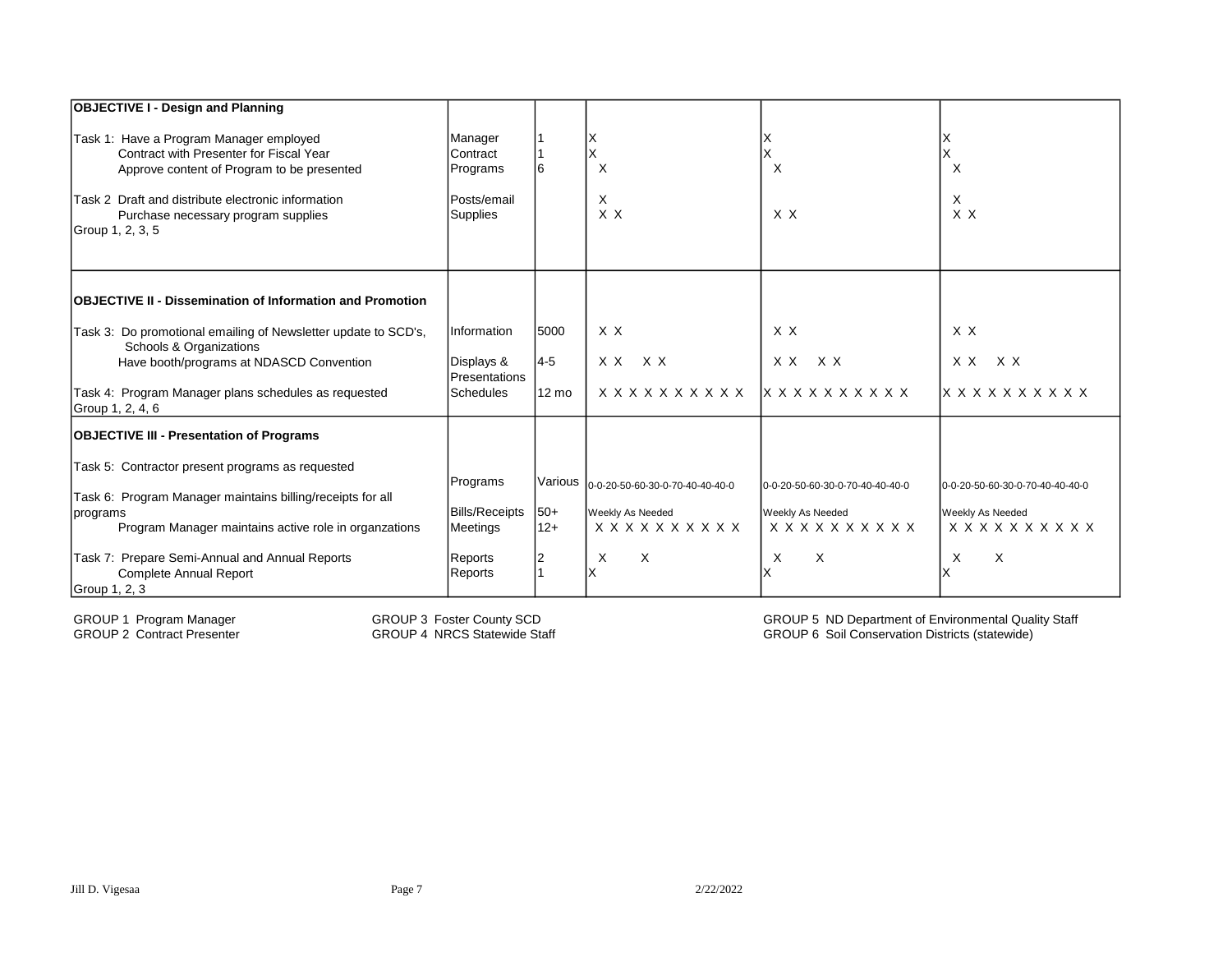| | | | | | |
|---|---|---|---|---|---|
| **OBJECTIVE I - Design and Planning** | | | | | |
| Task 1: Have a Program Manager employed | Manager | 1 | X | X | X |
| Contract with Presenter for Fiscal Year | Contract | 1 | X | X | X |
| Approve content of Program to be presented | Programs | 6 | X | X | X |
| Task 2 Draft and distribute electronic information | Posts/email | | X | | X |
| Purchase necessary program supplies | Supplies | | X X | X X | X X |
| Group 1, 2, 3, 5 | | | | | |
| **OBJECTIVE II - Dissemination of Information and Promotion** | | | | | |
| Task 3: Do promotional emailing of Newsletter update to SCD's, Schools & Organizations | Information | 5000 | X X | X X | X X |
| Have booth/programs at NDASCD Convention | Displays & Presentations | 4-5 | X X X X | X X X X | X X X X |
| Task 4: Program Manager plans schedules as requested | Schedules | 12 mo | X X X X X X X X X X X | X X X X X X X X X X X | X X X X X X X X X X X |
| Group 1, 2, 4, 6 | | | | | |
| **OBJECTIVE III - Presentation of Programs** | | | | | |
| Task 5: Contractor present programs as requested | Programs | Various | 0-0-20-50-60-30-0-70-40-40-40-0 | 0-0-20-50-60-30-0-70-40-40-40-0 | 0-0-20-50-60-30-0-70-40-40-40-0 |
| Task 6: Program Manager maintains billing/receipts for all programs | Bills/Receipts | 50+ | Weekly As Needed | Weekly As Needed | Weekly As Needed |
| Program Manager maintains active role in organzations | Meetings | 12+ | X X X X X X X X X X X | X X X X X X X X X X X | X X X X X X X X X X X |
| Task 7: Prepare Semi-Annual and Annual Reports | Reports | 2 | X X | X X | X X |
| Complete Annual Report | Reports | 1 | X | X | X |
| Group 1, 2, 3 | | | | | |

GROUP 1 Program Manager
GROUP 2 Contract Presenter
GROUP 3 Foster County SCD
GROUP 4 NRCS Statewide Staff
GROUP 5 ND Department of Environmental Quality Staff
GROUP 6 Soil Conservation Districts (statewide)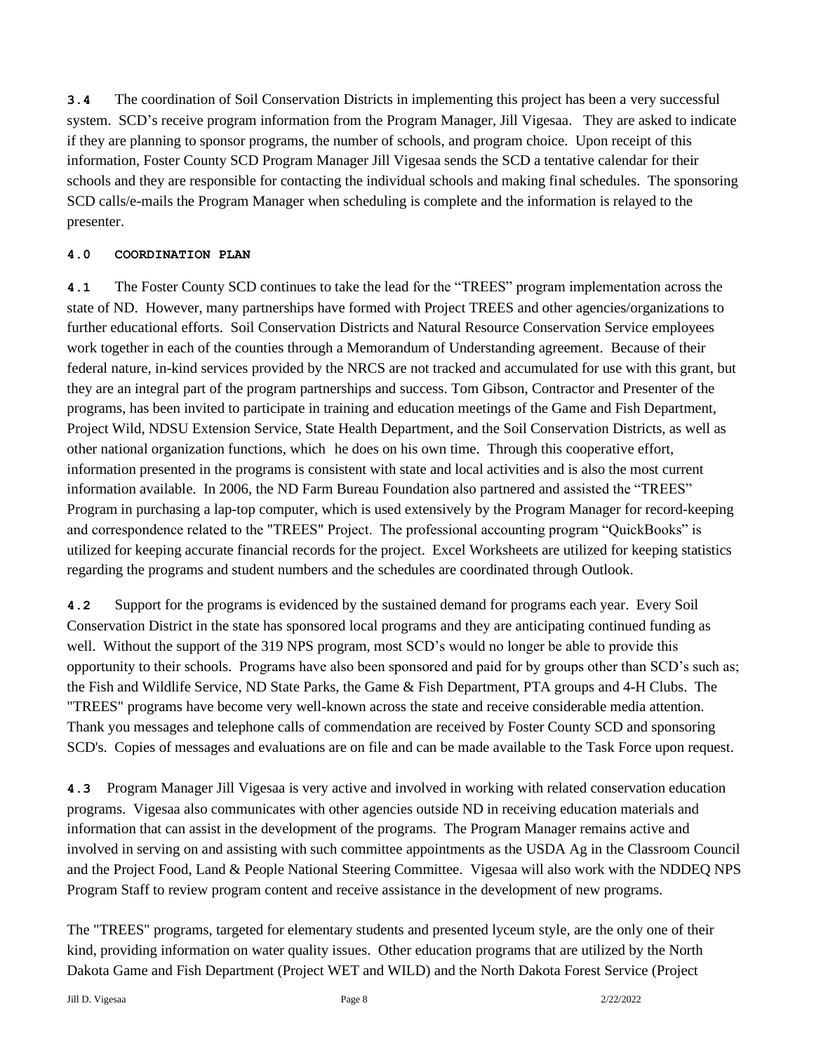**3.4** The coordination of Soil Conservation Districts in implementing this project has been a very successful system. SCD's receive program information from the Program Manager, Jill Vigesaa. They are asked to indicate if they are planning to sponsor programs, the number of schools, and program choice. Upon receipt of this information, Foster County SCD Program Manager Jill Vigesaa sends the SCD a tentative calendar for their schools and they are responsible for contacting the individual schools and making final schedules. The sponsoring SCD calls/e-mails the Program Manager when scheduling is complete and the information is relayed to the presenter.

## 4.0 COORDINATION PLAN

**4.1** The Foster County SCD continues to take the lead for the "TREES" program implementation across the state of ND. However, many partnerships have formed with Project TREES and other agencies/organizations to further educational efforts. Soil Conservation Districts and Natural Resource Conservation Service employees work together in each of the counties through a Memorandum of Understanding agreement. Because of their federal nature, in-kind services provided by the NRCS are not tracked and accumulated for use with this grant, but they are an integral part of the program partnerships and success. Tom Gibson, Contractor and Presenter of the programs, has been invited to participate in training and education meetings of the Game and Fish Department, Project Wild, NDSU Extension Service, State Health Department, and the Soil Conservation Districts, as well as other national organization functions, which he does on his own time. Through this cooperative effort, information presented in the programs is consistent with state and local activities and is also the most current information available. In 2006, the ND Farm Bureau Foundation also partnered and assisted the "TREES" Program in purchasing a lap-top computer, which is used extensively by the Program Manager for record-keeping and correspondence related to the "TREES" Project. The professional accounting program "QuickBooks" is utilized for keeping accurate financial records for the project. Excel Worksheets are utilized for keeping statistics regarding the programs and student numbers and the schedules are coordinated through Outlook.

**4.2** Support for the programs is evidenced by the sustained demand for programs each year. Every Soil Conservation District in the state has sponsored local programs and they are anticipating continued funding as well. Without the support of the 319 NPS program, most SCD's would no longer be able to provide this opportunity to their schools. Programs have also been sponsored and paid for by groups other than SCD's such as; the Fish and Wildlife Service, ND State Parks, the Game & Fish Department, PTA groups and 4-H Clubs. The "TREES" programs have become very well-known across the state and receive considerable media attention. Thank you messages and telephone calls of commendation are received by Foster County SCD and sponsoring SCD's. Copies of messages and evaluations are on file and can be made available to the Task Force upon request.

**4.3** Program Manager Jill Vigesaa is very active and involved in working with related conservation education programs. Vigesaa also communicates with other agencies outside ND in receiving education materials and information that can assist in the development of the programs. The Program Manager remains active and involved in serving on and assisting with such committee appointments as the USDA Ag in the Classroom Council and the Project Food, Land & People National Steering Committee. Vigesaa will also work with the NDDEQ NPS Program Staff to review program content and receive assistance in the development of new programs.

The "TREES" programs, targeted for elementary students and presented lyceum style, are the only one of their kind, providing information on water quality issues. Other education programs that are utilized by the North Dakota Game and Fish Department (Project WET and WILD) and the North Dakota Forest Service (Project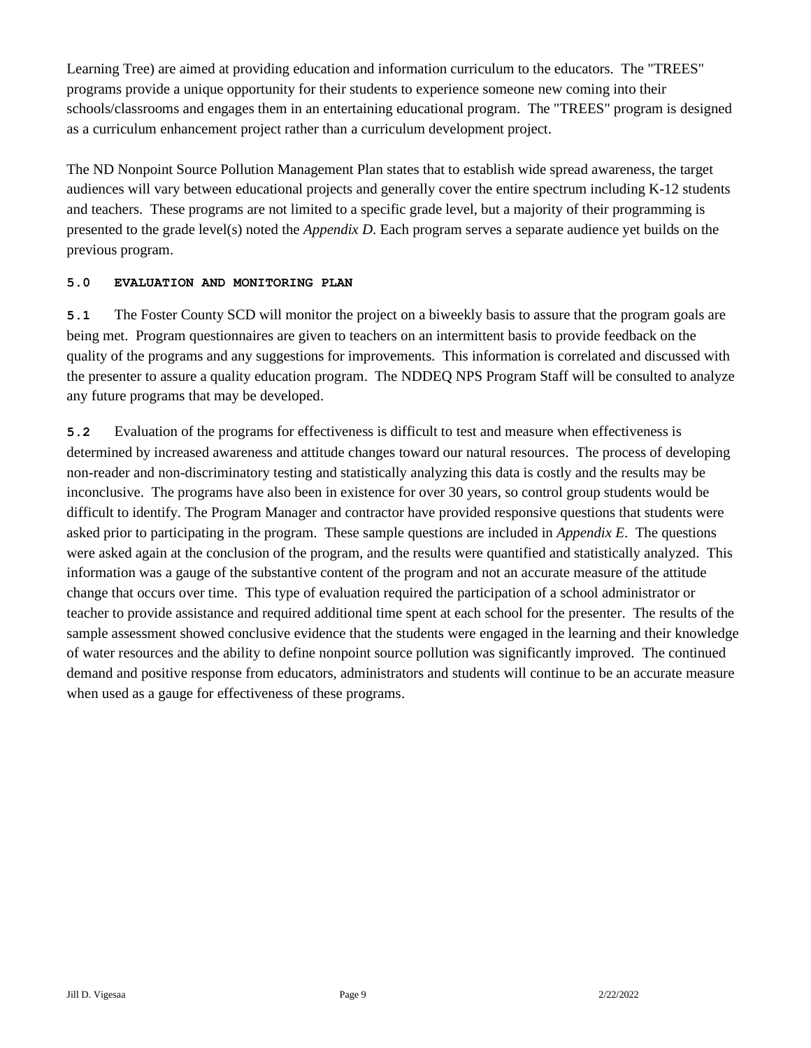Learning Tree) are aimed at providing education and information curriculum to the educators. The "TREES" programs provide a unique opportunity for their students to experience someone new coming into their schools/classrooms and engages them in an entertaining educational program. The "TREES" program is designed as a curriculum enhancement project rather than a curriculum development project.

The ND Nonpoint Source Pollution Management Plan states that to establish wide spread awareness, the target audiences will vary between educational projects and generally cover the entire spectrum including K-12 students and teachers. These programs are not limited to a specific grade level, but a majority of their programming is presented to the grade level(s) noted the *Appendix D*. Each program serves a separate audience yet builds on the previous program.

## 5.0 EVALUATION AND MONITORING PLAN

**5.1** The Foster County SCD will monitor the project on a biweekly basis to assure that the program goals are being met. Program questionnaires are given to teachers on an intermittent basis to provide feedback on the quality of the programs and any suggestions for improvements. This information is correlated and discussed with the presenter to assure a quality education program. The NDDEQ NPS Program Staff will be consulted to analyze any future programs that may be developed.

**5.2** Evaluation of the programs for effectiveness is difficult to test and measure when effectiveness is determined by increased awareness and attitude changes toward our natural resources. The process of developing non-reader and non-discriminatory testing and statistically analyzing this data is costly and the results may be inconclusive. The programs have also been in existence for over 30 years, so control group students would be difficult to identify. The Program Manager and contractor have provided responsive questions that students were asked prior to participating in the program. These sample questions are included in *Appendix E*. The questions were asked again at the conclusion of the program, and the results were quantified and statistically analyzed. This information was a gauge of the substantive content of the program and not an accurate measure of the attitude change that occurs over time. This type of evaluation required the participation of a school administrator or teacher to provide assistance and required additional time spent at each school for the presenter. The results of the sample assessment showed conclusive evidence that the students were engaged in the learning and their knowledge of water resources and the ability to define nonpoint source pollution was significantly improved. The continued demand and positive response from educators, administrators and students will continue to be an accurate measure when used as a gauge for effectiveness of these programs.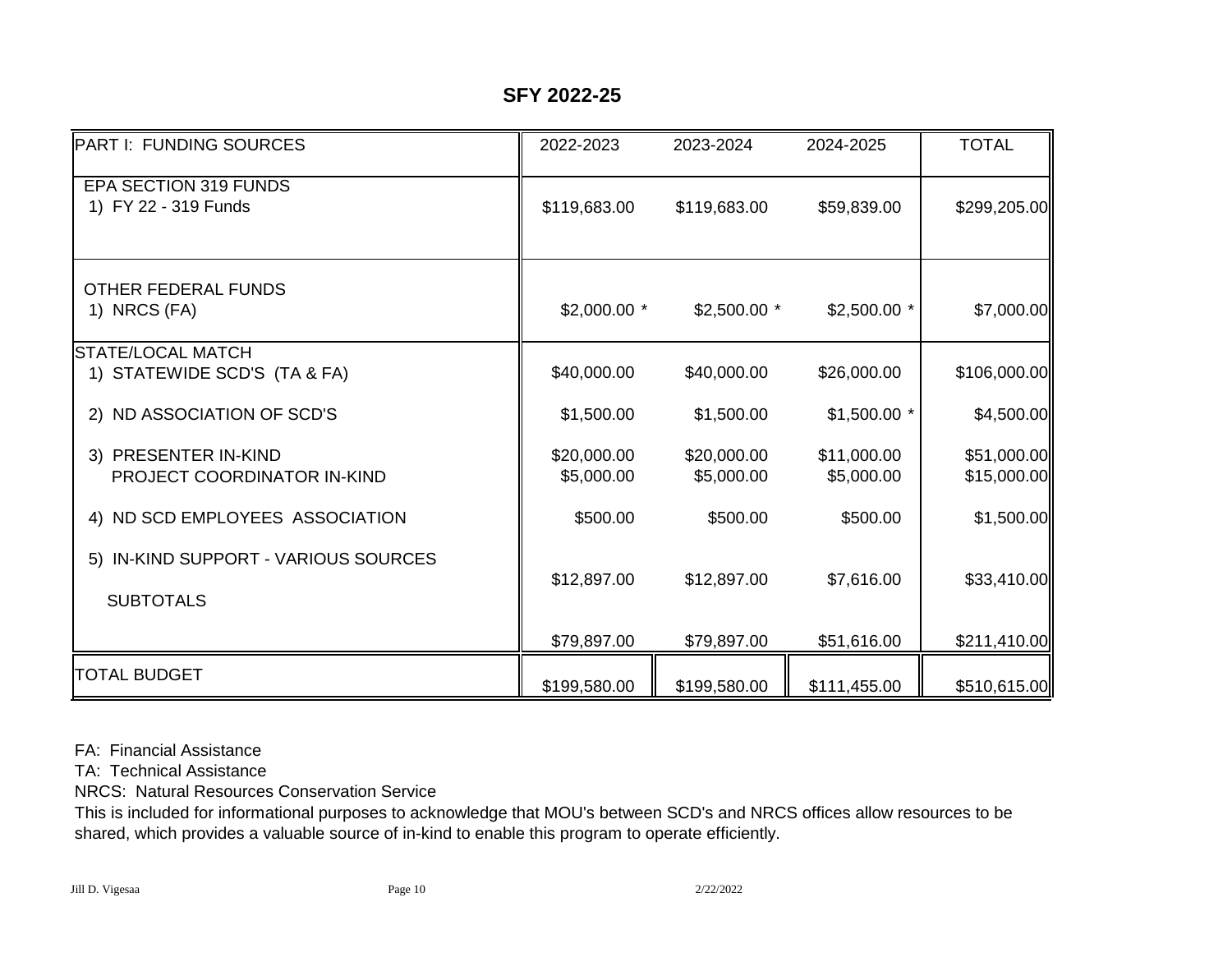## SFY 2022-25

| PART I: FUNDING SOURCES | 2022-2023 | 2023-2024 | 2024-2025 | TOTAL |
|---|---|---|---|---|
| EPA SECTION 319 FUNDS | | | | |
| 1) FY 22 - 319 Funds | $119,683.00 | $119,683.00 | $59,839.00 | $299,205.00 |
| OTHER FEDERAL FUNDS | | | | |
| 1) NRCS (FA) | $2,000.00 * | $2,500.00 * | $2,500.00 * | $7,000.00 |
| STATE/LOCAL MATCH | | | | |
| 1) STATEWIDE SCD'S (TA & FA) | $40,000.00 | $40,000.00 | $26,000.00 | $106,000.00 |
| 2) ND ASSOCIATION OF SCD'S | $1,500.00 | $1,500.00 | $1,500.00 * | $4,500.00 |
| 3) PRESENTER IN-KIND | $20,000.00 | $20,000.00 | $11,000.00 | $51,000.00 |
| PROJECT COORDINATOR IN-KIND | $5,000.00 | $5,000.00 | $5,000.00 | $15,000.00 |
| 4) ND SCD EMPLOYEES ASSOCIATION | $500.00 | $500.00 | $500.00 | $1,500.00 |
| 5) IN-KIND SUPPORT - VARIOUS SOURCES | $12,897.00 | $12,897.00 | $7,616.00 | $33,410.00 |
| SUBTOTALS | $79,897.00 | $79,897.00 | $51,616.00 | $211,410.00 |
| TOTAL BUDGET | $199,580.00 | $199,580.00 | $111,455.00 | $510,615.00 |

FA: Financial Assistance

TA: Technical Assistance

NRCS: Natural Resources Conservation Service

This is included for informational purposes to acknowledge that MOU's between SCD's and NRCS offices allow resources to be shared, which provides a valuable source of in-kind to enable this program to operate efficiently.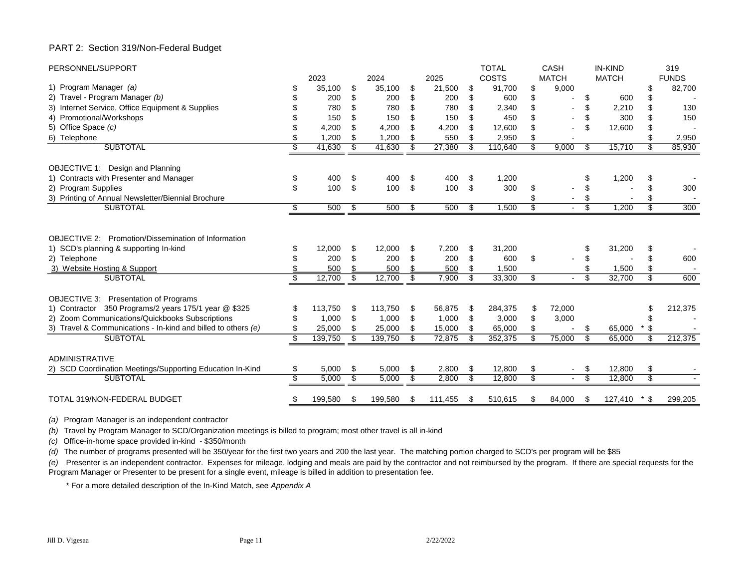PART 2: Section 319/Non-Federal Budget

| PERSONNEL/SUPPORT | 2023 | 2024 | 2025 | TOTAL COSTS | CASH MATCH | IN-KIND MATCH | 319 FUNDS |
|---|---|---|---|---|---|---|---|
| 1) Program Manager *(a)* | $ 35,100 | $ 35,100 | $ 21,500 | $ 91,700 | $ 9,000 | | $ 82,700 |
| 2) Travel - Program Manager *(b)* | $ 200 | $ 200 | $ 200 | $ 600 | $ - | $ 600 | $ - |
| 3) Internet Service, Office Equipment & Supplies | $ 780 | $ 780 | $ 780 | $ 2,340 | $ - | $ 2,210 | $ 130 |
| 4) Promotional/Workshops | $ 150 | $ 150 | $ 150 | $ 450 | $ - | $ 300 | $ 150 |
| 5) Office Space *(c)* | $ 4,200 | $ 4,200 | $ 4,200 | $ 12,600 | $ - | $ 12,600 | $ - |
| 6) Telephone | $ 1,200 | $ 1,200 | $ 550 | $ 2,950 | $ - | | $ 2,950 |
| SUBTOTAL | $ 41,630 | $ 41,630 | $ 27,380 | $ 110,640 | $ 9,000 | $ 15,710 | $ 85,930 |
| | | | | | | | |
| OBJECTIVE 1: Design and Planning | | | | | | | |
| 1) Contracts with Presenter and Manager | $ 400 | $ 400 | $ 400 | $ 1,200 | | $ 1,200 | $ - |
| 2) Program Supplies | $ 100 | $ 100 | $ 100 | $ 300 | $ - | $ - | $ 300 |
| 3) Printing of Annual Newsletter/Biennial Brochure | | | | | $ - | $ - | $ - |
| SUBTOTAL | $ 500 | $ 500 | $ 500 | $ 1,500 | $ - | $ 1,200 | $ 300 |
| | | | | | | | |
| OBJECTIVE 2: Promotion/Dissemination of Information | | | | | | | |
| 1) SCD's planning & supporting In-kind | $ 12,000 | $ 12,000 | $ 7,200 | $ 31,200 | | $ 31,200 | $ - |
| 2) Telephone | $ 200 | $ 200 | $ 200 | $ 600 | $ - | $ - | $ 600 |
| 3) Website Hosting & Support | $ 500 | $ 500 | $ 500 | $ 1,500 | | $ 1,500 | $ - |
| SUBTOTAL | $ 12,700 | $ 12,700 | $ 7,900 | $ 33,300 | $ - | $ 32,700 | $ 600 |
| | | | | | | | |
| OBJECTIVE 3: Presentation of Programs | | | | | | | |
| 1) Contractor 350 Programs/2 years 175/1 year @ $325 | $ 113,750 | $ 113,750 | $ 56,875 | $ 284,375 | $ 72,000 | | $ 212,375 |
| 2) Zoom Communications/Quickbooks Subscriptions | $ 1,000 | $ 1,000 | $ 1,000 | $ 3,000 | $ 3,000 | | $ - |
| 3) Travel & Communications - In-kind and billed to others *(e)* | $ 25,000 | $ 25,000 | $ 15,000 | $ 65,000 | $ - | $ 65,000 * | $ - |
| SUBTOTAL | $ 139,750 | $ 139,750 | $ 72,875 | $ 352,375 | $ 75,000 | $ 65,000 | $ 212,375 |
| | | | | | | | |
| ADMINISTRATIVE | | | | | | | |
| 2) SCD Coordination Meetings/Supporting Education In-Kind | $ 5,000 | $ 5,000 | $ 2,800 | $ 12,800 | $ - | $ 12,800 | $ - |
| SUBTOTAL | $ 5,000 | $ 5,000 | $ 2,800 | $ 12,800 | $ - | $ 12,800 | $ - |
| | | | | | | | |
| TOTAL 319/NON-FEDERAL BUDGET | $ 199,580 | $ 199,580 | $ 111,455 | $ 510,615 | $ 84,000 | $ 127,410 * | $ 299,205 |

*(a)* Program Manager is an independent contractor

*(b)* Travel by Program Manager to SCD/Organization meetings is billed to program; most other travel is all in-kind

*(c)* Office-in-home space provided in-kind - $350/month

*(d)* The number of programs presented will be 350/year for the first two years and 200 the last year. The matching portion charged to SCD's per program will be $85

*(e)* Presenter is an independent contractor. Expenses for mileage, lodging and meals are paid by the contractor and not reimbursed by the program. If there are special requests for the Program Manager or Presenter to be present for a single event, mileage is billed in addition to presentation fee.

\* For a more detailed description of the In-Kind Match, see *Appendix A*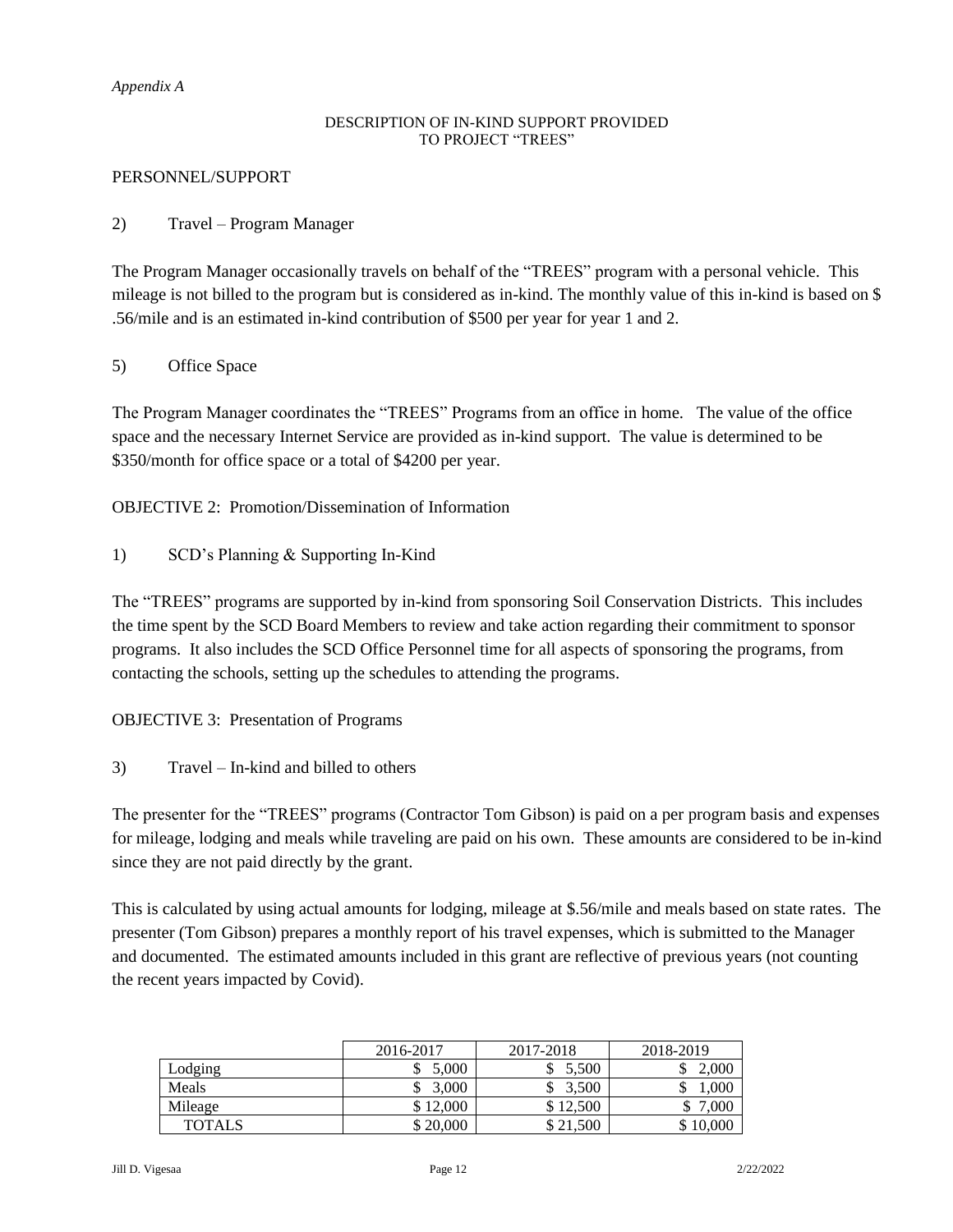*Appendix A*

DESCRIPTION OF IN-KIND SUPPORT PROVIDED
TO PROJECT "TREES"

PERSONNEL/SUPPORT

2) Travel – Program Manager

The Program Manager occasionally travels on behalf of the "TREES" program with a personal vehicle. This mileage is not billed to the program but is considered as in-kind. The monthly value of this in-kind is based on $ .56/mile and is an estimated in-kind contribution of $500 per year for year 1 and 2.

5) Office Space

The Program Manager coordinates the "TREES" Programs from an office in home. The value of the office space and the necessary Internet Service are provided as in-kind support. The value is determined to be $350/month for office space or a total of $4200 per year.

OBJECTIVE 2: Promotion/Dissemination of Information

1) SCD's Planning & Supporting In-Kind

The "TREES" programs are supported by in-kind from sponsoring Soil Conservation Districts. This includes the time spent by the SCD Board Members to review and take action regarding their commitment to sponsor programs. It also includes the SCD Office Personnel time for all aspects of sponsoring the programs, from contacting the schools, setting up the schedules to attending the programs.

OBJECTIVE 3: Presentation of Programs

3) Travel – In-kind and billed to others

The presenter for the "TREES" programs (Contractor Tom Gibson) is paid on a per program basis and expenses for mileage, lodging and meals while traveling are paid on his own. These amounts are considered to be in-kind since they are not paid directly by the grant.

This is calculated by using actual amounts for lodging, mileage at $.56/mile and meals based on state rates. The presenter (Tom Gibson) prepares a monthly report of his travel expenses, which is submitted to the Manager and documented. The estimated amounts included in this grant are reflective of previous years (not counting the recent years impacted by Covid).

| | 2016-2017 | 2017-2018 | 2018-2019 |
|---|---|---|---|
| Lodging | $ 5,000 | $ 5,500 | $ 2,000 |
| Meals | $ 3,000 | $ 3,500 | $ 1,000 |
| Mileage | $ 12,000 | $ 12,500 | $ 7,000 |
| TOTALS | $ 20,000 | $ 21,500 | $ 10,000 |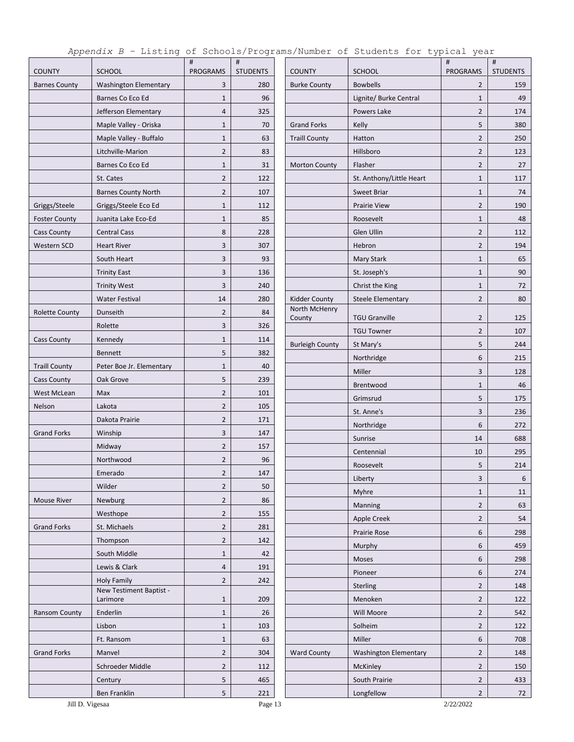*Appendix B – Listing of Schools/Programs/Number of Students for typical year*

| COUNTY | SCHOOL | # PROGRAMS | # STUDENTS |
|---|---|---|---|
| Barnes County | Washington Elementary | 3 | 280 |
| | Barnes Co Eco Ed | 1 | 96 |
| | Jefferson Elementary | 4 | 325 |
| | Maple Valley - Oriska | 1 | 70 |
| | Maple Valley - Buffalo | 1 | 63 |
| | Litchville-Marion | 2 | 83 |
| | Barnes Co Eco Ed | 1 | 31 |
| | St. Cates | 2 | 122 |
| | Barnes County North | 2 | 107 |
| Griggs/Steele | Griggs/Steele Eco Ed | 1 | 112 |
| Foster County | Juanita Lake Eco-Ed | 1 | 85 |
| Cass County | Central Cass | 8 | 228 |
| Western SCD | Heart River | 3 | 307 |
| | South Heart | 3 | 93 |
| | Trinity East | 3 | 136 |
| | Trinity West | 3 | 240 |
| | Water Festival | 14 | 280 |
| Rolette County | Dunseith | 2 | 84 |
| | Rolette | 3 | 326 |
| Cass County | Kennedy | 1 | 114 |
| | Bennett | 5 | 382 |
| Traill County | Peter Boe Jr. Elementary | 1 | 40 |
| Cass County | Oak Grove | 5 | 239 |
| West McLean | Max | 2 | 101 |
| Nelson | Lakota | 2 | 105 |
| | Dakota Prairie | 2 | 171 |
| Grand Forks | Winship | 3 | 147 |
| | Midway | 2 | 157 |
| | Northwood | 2 | 96 |
| | Emerado | 2 | 147 |
| | Wilder | 2 | 50 |
| Mouse River | Newburg | 2 | 86 |
| | Westhope | 2 | 155 |
| Grand Forks | St. Michaels | 2 | 281 |
| | Thompson | 2 | 142 |
| | South Middle | 1 | 42 |
| | Lewis & Clark | 4 | 191 |
| | Holy Family | 2 | 242 |
| | New Testament Baptist - Larimore | 1 | 209 |
| Ransom County | Enderlin | 1 | 26 |
| | Lisbon | 1 | 103 |
| | Ft. Ransom | 1 | 63 |
| Grand Forks | Manvel | 2 | 304 |
| | Schroeder Middle | 2 | 112 |
| | Century | 5 | 465 |
| | Ben Franklin | 5 | 221 |

| COUNTY | SCHOOL | # PROGRAMS | # STUDENTS |
|---|---|---|---|
| Burke County | Bowbells | 2 | 159 |
| | Lignite/ Burke Central | 1 | 49 |
| | Powers Lake | 2 | 174 |
| Grand Forks | Kelly | 5 | 380 |
| Traill County | Hatton | 2 | 250 |
| | Hillsboro | 2 | 123 |
| Morton County | Flasher | 2 | 27 |
| | St. Anthony/Little Heart | 1 | 117 |
| | Sweet Briar | 1 | 74 |
| | Prairie View | 2 | 190 |
| | Roosevelt | 1 | 48 |
| | Glen Ullin | 2 | 112 |
| | Hebron | 2 | 194 |
| | Mary Stark | 1 | 65 |
| | St. Joseph's | 1 | 90 |
| | Christ the King | 1 | 72 |
| Kidder County | Steele Elementary | 2 | 80 |
| North McHenry County | TGU Granville | 2 | 125 |
| | TGU Towner | 2 | 107 |
| Burleigh County | St Mary's | 5 | 244 |
| | Northridge | 6 | 215 |
| | Miller | 3 | 128 |
| | Brentwood | 1 | 46 |
| | Grimsrud | 5 | 175 |
| | St. Anne's | 3 | 236 |
| | Northridge | 6 | 272 |
| | Sunrise | 14 | 688 |
| | Centennial | 10 | 295 |
| | Roosevelt | 5 | 214 |
| | Liberty | 3 | 6 |
| | Myhre | 1 | 11 |
| | Manning | 2 | 63 |
| | Apple Creek | 2 | 54 |
| | Prairie Rose | 6 | 298 |
| | Murphy | 6 | 459 |
| | Moses | 6 | 298 |
| | Pioneer | 6 | 274 |
| | Sterling | 2 | 148 |
| | Menoken | 2 | 122 |
| | Will Moore | 2 | 542 |
| | Solheim | 2 | 122 |
| | Miller | 6 | 708 |
| Ward County | Washington Elementary | 2 | 148 |
| | McKinley | 2 | 150 |
| | South Prairie | 2 | 433 |
| | Longfellow | 2 | 72 |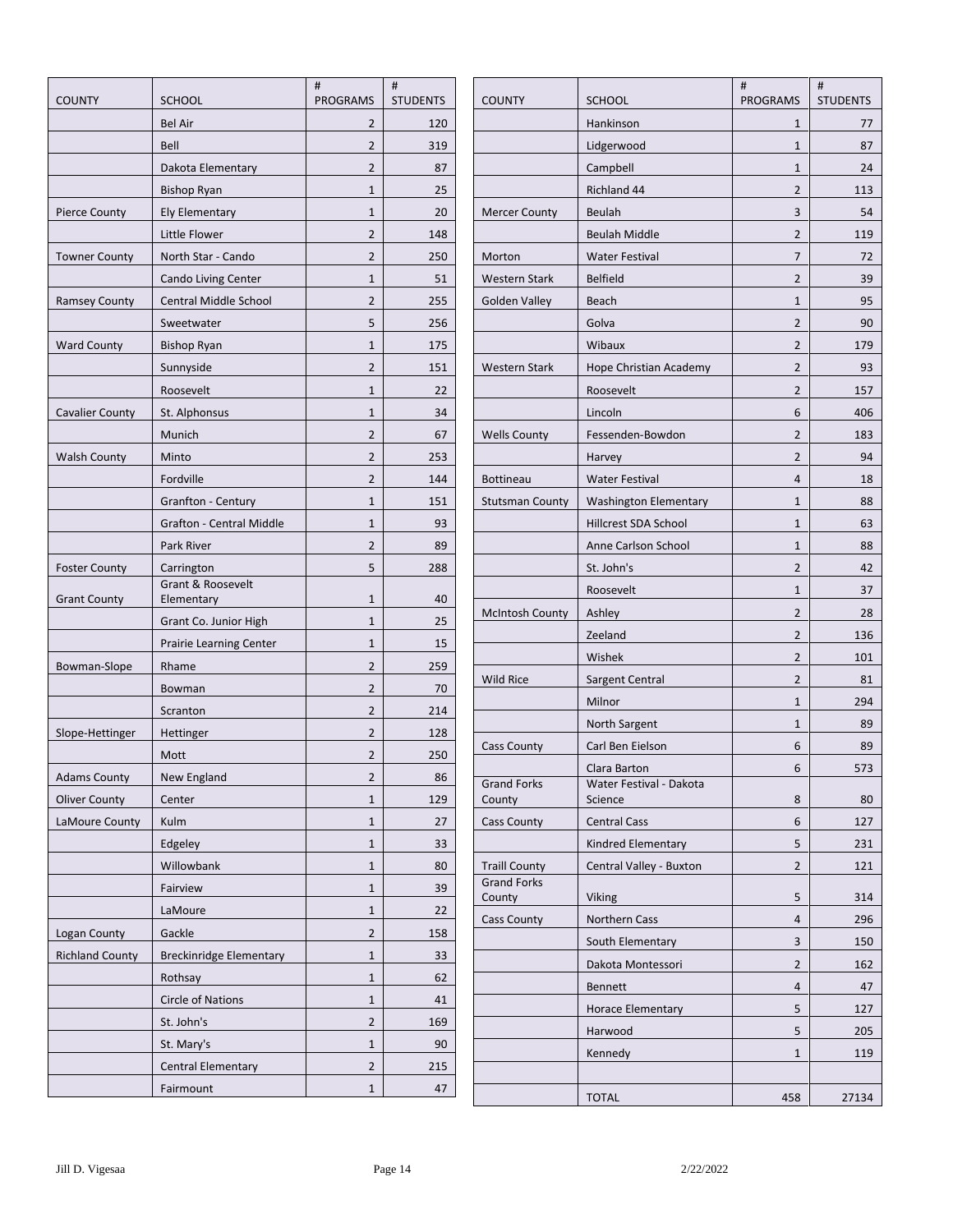| COUNTY | SCHOOL | # PROGRAMS | # STUDENTS |
|---|---|---|---|
| | Bel Air | 2 | 120 |
| | Bell | 2 | 319 |
| | Dakota Elementary | 2 | 87 |
| | Bishop Ryan | 1 | 25 |
| Pierce County | Ely Elementary | 1 | 20 |
| | Little Flower | 2 | 148 |
| Towner County | North Star - Cando | 2 | 250 |
| | Cando Living Center | 1 | 51 |
| Ramsey County | Central Middle School | 2 | 255 |
| | Sweetwater | 5 | 256 |
| Ward County | Bishop Ryan | 1 | 175 |
| | Sunnyside | 2 | 151 |
| | Roosevelt | 1 | 22 |
| Cavalier County | St. Alphonsus | 1 | 34 |
| | Munich | 2 | 67 |
| Walsh County | Minto | 2 | 253 |
| | Fordville | 2 | 144 |
| | Granfton - Century | 1 | 151 |
| | Grafton - Central Middle | 1 | 93 |
| | Park River | 2 | 89 |
| Foster County | Carrington | 5 | 288 |
| Grant County | Grant & Roosevelt Elementary | 1 | 40 |
| | Grant Co. Junior High | 1 | 25 |
| | Prairie Learning Center | 1 | 15 |
| Bowman-Slope | Rhame | 2 | 259 |
| | Bowman | 2 | 70 |
| | Scranton | 2 | 214 |
| Slope-Hettinger | Hettinger | 2 | 128 |
| | Mott | 2 | 250 |
| Adams County | New England | 2 | 86 |
| Oliver County | Center | 1 | 129 |
| LaMoure County | Kulm | 1 | 27 |
| | Edgeley | 1 | 33 |
| | Willowbank | 1 | 80 |
| | Fairview | 1 | 39 |
| | LaMoure | 1 | 22 |
| Logan County | Gackle | 2 | 158 |
| Richland County | Breckinridge Elementary | 1 | 33 |
| | Rothsay | 1 | 62 |
| | Circle of Nations | 1 | 41 |
| | St. John's | 2 | 169 |
| | St. Mary's | 1 | 90 |
| | Central Elementary | 2 | 215 |
| | Fairmount | 1 | 47 |
| | Hankinson | 1 | 77 |
| | Lidgerwood | 1 | 87 |
| | Campbell | 1 | 24 |
| | Richland 44 | 2 | 113 |
| Mercer County | Beulah | 3 | 54 |
| | Beulah Middle | 2 | 119 |
| Morton | Water Festival | 7 | 72 |
| Western Stark | Belfield | 2 | 39 |
| Golden Valley | Beach | 1 | 95 |
| | Golva | 2 | 90 |
| | Wibaux | 2 | 179 |
| Western Stark | Hope Christian Academy | 2 | 93 |
| | Roosevelt | 2 | 157 |
| | Lincoln | 6 | 406 |
| Wells County | Fessenden-Bowdon | 2 | 183 |
| | Harvey | 2 | 94 |
| Bottineau | Water Festival | 4 | 18 |
| Stutsman County | Washington Elementary | 1 | 88 |
| | Hillcrest SDA School | 1 | 63 |
| | Anne Carlson School | 1 | 88 |
| | St. John's | 2 | 42 |
| | Roosevelt | 1 | 37 |
| McIntosh County | Ashley | 2 | 28 |
| | Zeeland | 2 | 136 |
| | Wishek | 2 | 101 |
| Wild Rice | Sargent Central | 2 | 81 |
| | Milnor | 1 | 294 |
| | North Sargent | 1 | 89 |
| Cass County | Carl Ben Eielson | 6 | 89 |
| | Clara Barton | 6 | 573 |
| Grand Forks County | Water Festival - Dakota Science | 8 | 80 |
| Cass County | Central Cass | 6 | 127 |
| | Kindred Elementary | 5 | 231 |
| Traill County | Central Valley - Buxton | 2 | 121 |
| Grand Forks County | Viking | 5 | 314 |
| Cass County | Northern Cass | 4 | 296 |
| | South Elementary | 3 | 150 |
| | Dakota Montessori | 2 | 162 |
| | Bennett | 4 | 47 |
| | Horace Elementary | 5 | 127 |
| | Harwood | 5 | 205 |
| | Kennedy | 1 | 119 |
| | | | |
| | TOTAL | 458 | 27134 |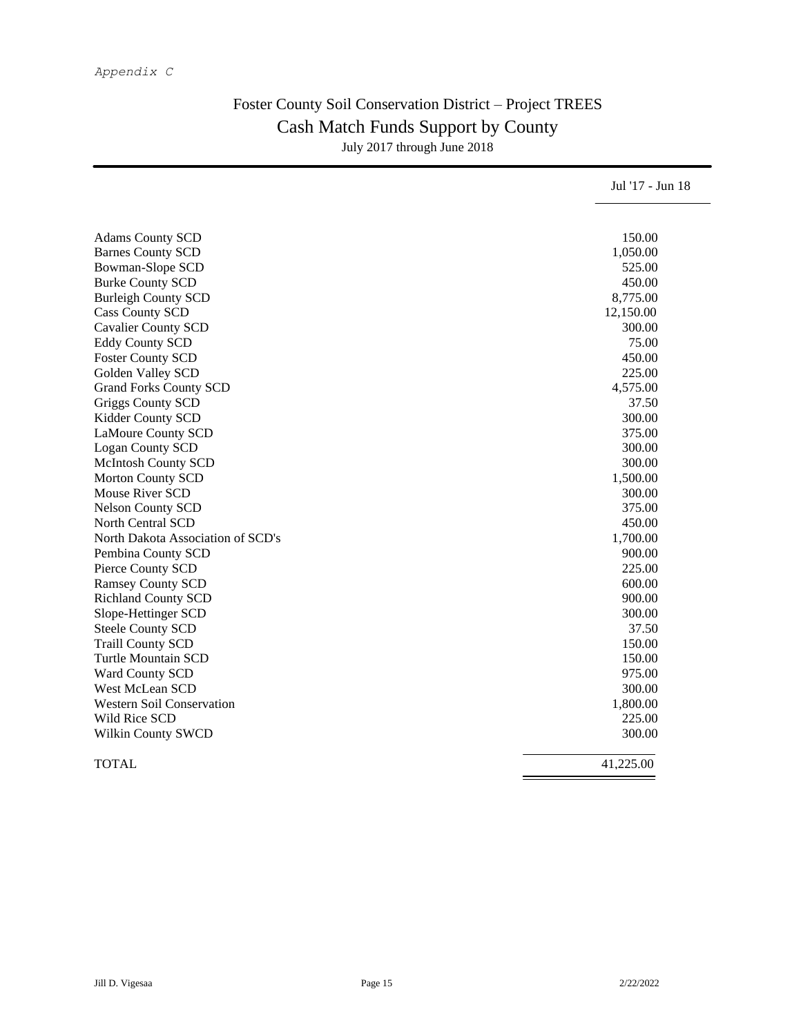*Appendix C*

# Foster County Soil Conservation District – Project TREES

## Cash Match Funds Support by County

July 2017 through June 2018

| | Jul '17 - Jun 18 |
|---|---|
| Adams County SCD | 150.00 |
| Barnes County SCD | 1,050.00 |
| Bowman-Slope SCD | 525.00 |
| Burke County SCD | 450.00 |
| Burleigh County SCD | 8,775.00 |
| Cass County SCD | 12,150.00 |
| Cavalier County SCD | 300.00 |
| Eddy County SCD | 75.00 |
| Foster County SCD | 450.00 |
| Golden Valley SCD | 225.00 |
| Grand Forks County SCD | 4,575.00 |
| Griggs County SCD | 37.50 |
| Kidder County SCD | 300.00 |
| LaMoure County SCD | 375.00 |
| Logan County SCD | 300.00 |
| McIntosh County SCD | 300.00 |
| Morton County SCD | 1,500.00 |
| Mouse River SCD | 300.00 |
| Nelson County SCD | 375.00 |
| North Central SCD | 450.00 |
| North Dakota Association of SCD's | 1,700.00 |
| Pembina County SCD | 900.00 |
| Pierce County SCD | 225.00 |
| Ramsey County SCD | 600.00 |
| Richland County SCD | 900.00 |
| Slope-Hettinger SCD | 300.00 |
| Steele County SCD | 37.50 |
| Traill County SCD | 150.00 |
| Turtle Mountain SCD | 150.00 |
| Ward County SCD | 975.00 |
| West McLean SCD | 300.00 |
| Western Soil Conservation | 1,800.00 |
| Wild Rice SCD | 225.00 |
| Wilkin County SWCD | 300.00 |
| TOTAL | 41,225.00 |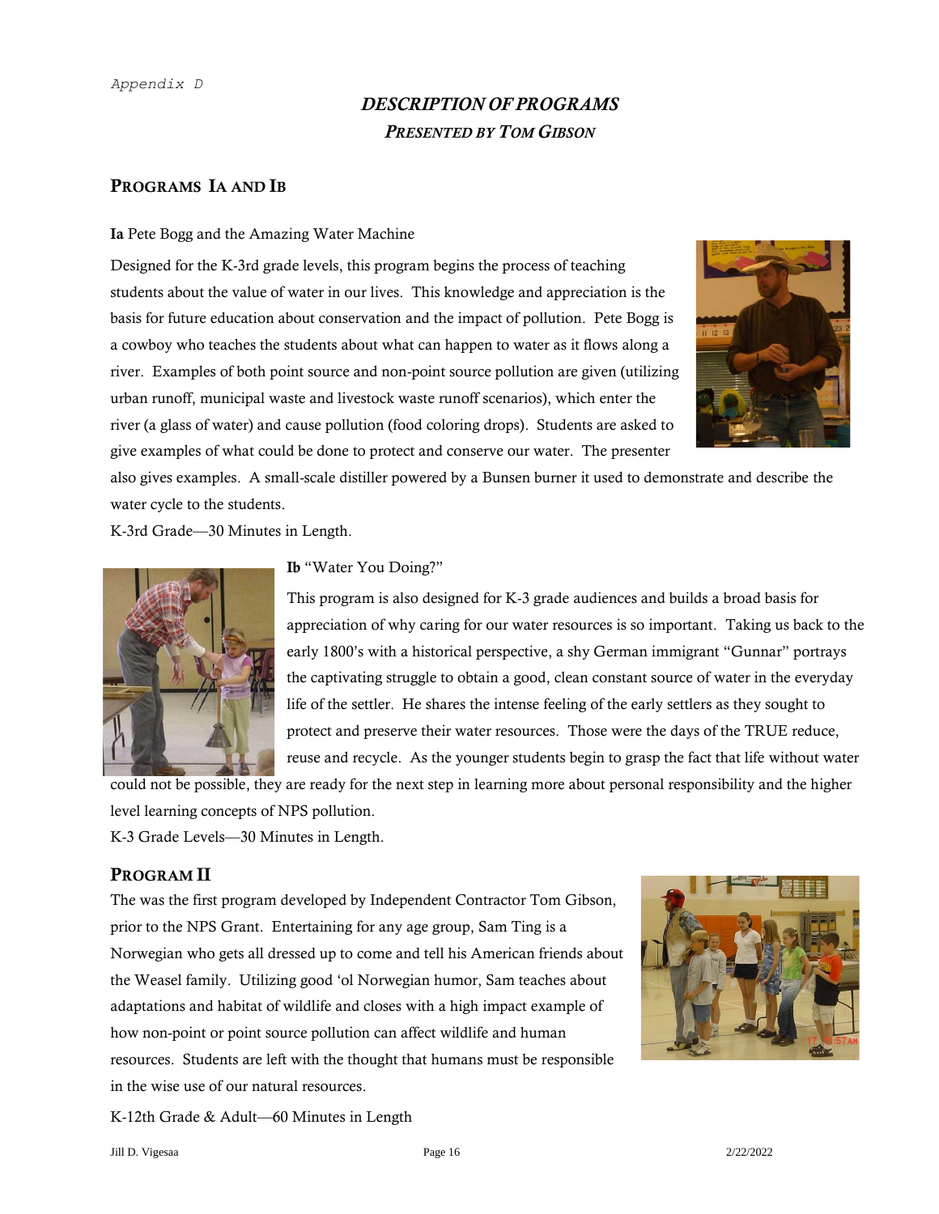*Appendix D*

## *DESCRIPTION OF PROGRAMS*

### *PRESENTED BY TOM GIBSON*

### PROGRAMS IA AND IB

**Ia** Pete Bogg and the Amazing Water Machine

Designed for the K-3rd grade levels, this program begins the process of teaching students about the value of water in our lives. This knowledge and appreciation is the basis for future education about conservation and the impact of pollution. Pete Bogg is a cowboy who teaches the students about what can happen to water as it flows along a river. Examples of both point source and non-point source pollution are given (utilizing urban runoff, municipal waste and livestock waste runoff scenarios), which enter the river (a glass of water) and cause pollution (food coloring drops). Students are asked to give examples of what could be done to protect and conserve our water. The presenter also gives examples. A small-scale distiller powered by a Bunsen burner it used to demonstrate and describe the water cycle to the students.

K-3rd Grade—30 Minutes in Length.

**Ib** "Water You Doing?"

This program is also designed for K-3 grade audiences and builds a broad basis for appreciation of why caring for our water resources is so important. Taking us back to the early 1800's with a historical perspective, a shy German immigrant "Gunnar" portrays the captivating struggle to obtain a good, clean constant source of water in the everyday life of the settler. He shares the intense feeling of the early settlers as they sought to protect and preserve their water resources. Those were the days of the TRUE reduce, reuse and recycle. As the younger students begin to grasp the fact that life without water could not be possible, they are ready for the next step in learning more about personal responsibility and the higher level learning concepts of NPS pollution.

K-3 Grade Levels—30 Minutes in Length.

### PROGRAM II

The was the first program developed by Independent Contractor Tom Gibson, prior to the NPS Grant. Entertaining for any age group, Sam Ting is a Norwegian who gets all dressed up to come and tell his American friends about the Weasel family. Utilizing good 'ol Norwegian humor, Sam teaches about adaptations and habitat of wildlife and closes with a high impact example of how non-point or point source pollution can affect wildlife and human resources. Students are left with the thought that humans must be responsible in the wise use of our natural resources.

K-12th Grade & Adult—60 Minutes in Length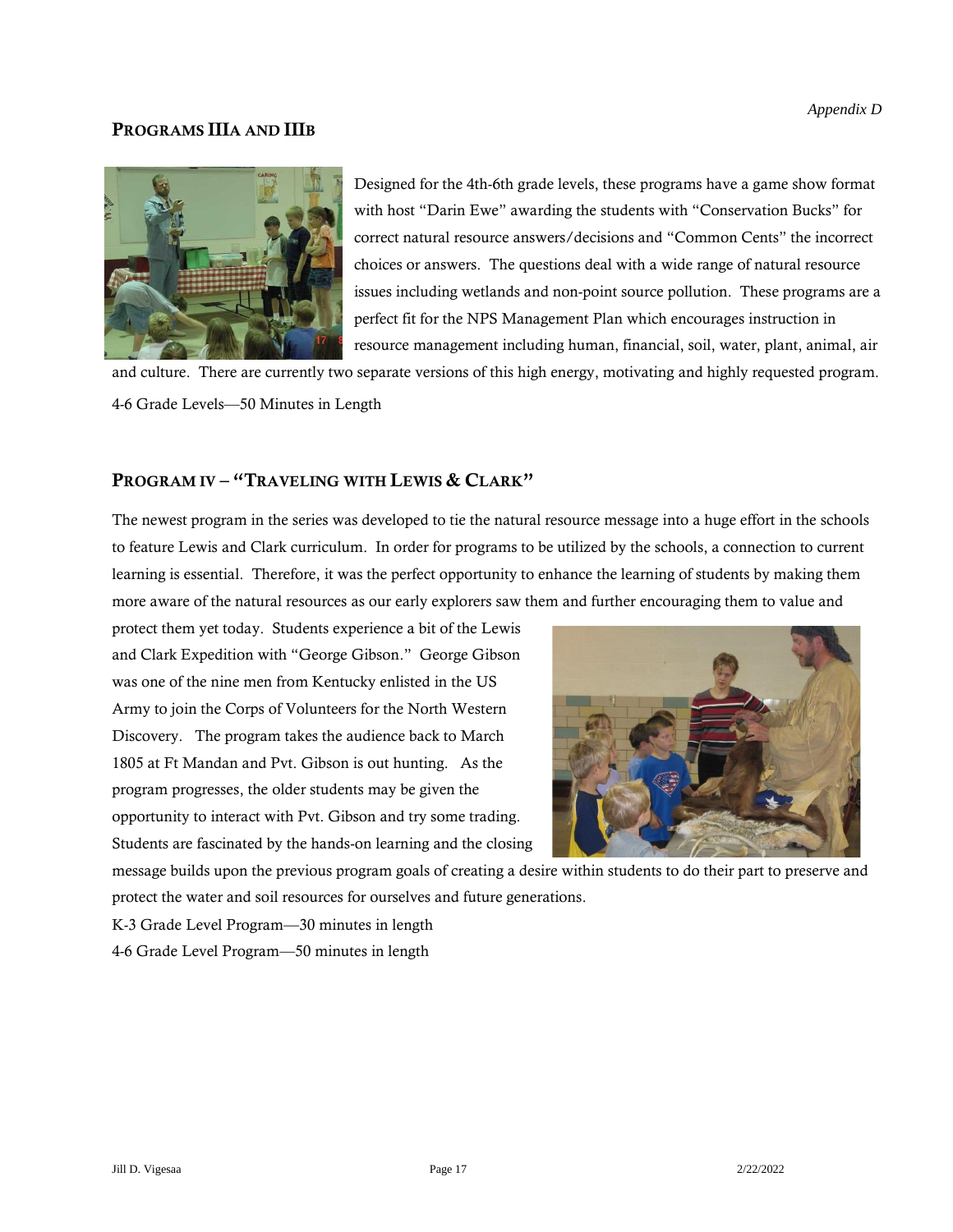## Programs IIIa and IIIb

Designed for the 4th-6th grade levels, these programs have a game show format with host "Darin Ewe" awarding the students with "Conservation Bucks" for correct natural resource answers/decisions and "Common Cents" the incorrect choices or answers. The questions deal with a wide range of natural resource issues including wetlands and non-point source pollution. These programs are a perfect fit for the NPS Management Plan which encourages instruction in resource management including human, financial, soil, water, plant, animal, air and culture. There are currently two separate versions of this high energy, motivating and highly requested program.

4-6 Grade Levels—50 Minutes in Length

## Program IV – "Traveling with Lewis & Clark"

The newest program in the series was developed to tie the natural resource message into a huge effort in the schools to feature Lewis and Clark curriculum. In order for programs to be utilized by the schools, a connection to current learning is essential. Therefore, it was the perfect opportunity to enhance the learning of students by making them more aware of the natural resources as our early explorers saw them and further encouraging them to value and protect them yet today. Students experience a bit of the Lewis and Clark Expedition with "George Gibson." George Gibson was one of the nine men from Kentucky enlisted in the US Army to join the Corps of Volunteers for the North Western Discovery. The program takes the audience back to March 1805 at Ft Mandan and Pvt. Gibson is out hunting. As the program progresses, the older students may be given the opportunity to interact with Pvt. Gibson and try some trading. Students are fascinated by the hands-on learning and the closing message builds upon the previous program goals of creating a desire within students to do their part to preserve and protect the water and soil resources for ourselves and future generations.

K-3 Grade Level Program—30 minutes in length

4-6 Grade Level Program—50 minutes in length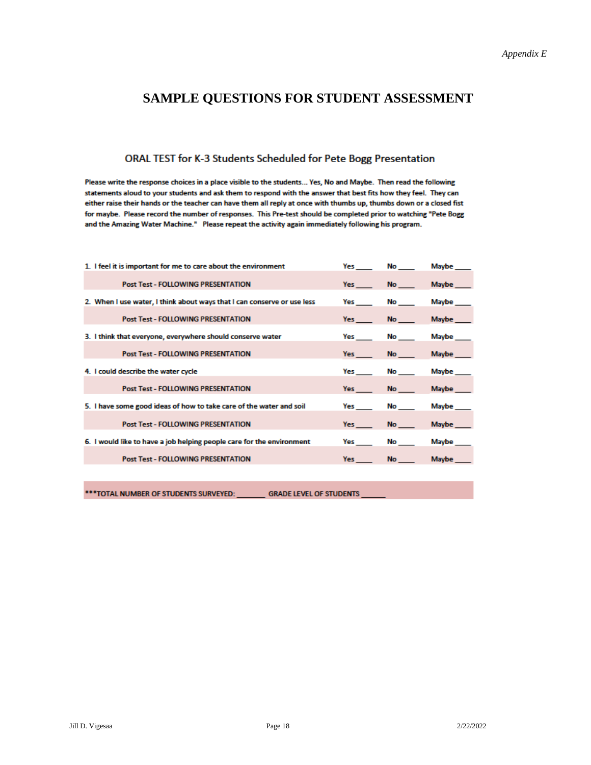*Appendix E*

# SAMPLE QUESTIONS FOR STUDENT ASSESSMENT

## ORAL TEST for K-3 Students Scheduled for Pete Bogg Presentation

**Please write the response choices in a place visible to the students... Yes, No and Maybe. Then read the following statements aloud to your students and ask them to respond with the answer that best fits how they feel. They can either raise their hands or the teacher can have them all reply at once with thumbs up, thumbs down or a closed fist for maybe. Please record the number of responses. This Pre-test should be completed prior to watching "Pete Bogg and the Amazing Water Machine." Please repeat the activity again immediately following his program.**

| | | | |
|---|---|---|---|
| 1. I feel it is important for me to care about the environment | Yes ____ | No ____ | Maybe ____ |
| **Post Test - FOLLOWING PRESENTATION** | **Yes ____** | **No ____** | **Maybe ____** |
| 2. When I use water, I think about ways that I can conserve or use less | Yes ____ | No ____ | Maybe ____ |
| **Post Test - FOLLOWING PRESENTATION** | **Yes ____** | **No ____** | **Maybe ____** |
| 3. I think that everyone, everywhere should conserve water | Yes ____ | No ____ | Maybe ____ |
| **Post Test - FOLLOWING PRESENTATION** | **Yes ____** | **No ____** | **Maybe ____** |
| 4. I could describe the water cycle | Yes ____ | No ____ | Maybe ____ |
| **Post Test - FOLLOWING PRESENTATION** | **Yes ____** | **No ____** | **Maybe ____** |
| 5. I have some good ideas of how to take care of the water and soil | Yes ____ | No ____ | Maybe ____ |
| **Post Test - FOLLOWING PRESENTATION** | **Yes ____** | **No ____** | **Maybe ____** |
| 6. I would like to have a job helping people care for the environment | Yes ____ | No ____ | Maybe ____ |
| **Post Test - FOLLOWING PRESENTATION** | **Yes ____** | **No ____** | **Maybe ____** |

**\*\*\*TOTAL NUMBER OF STUDENTS SURVEYED: _______ GRADE LEVEL OF STUDENTS ______**